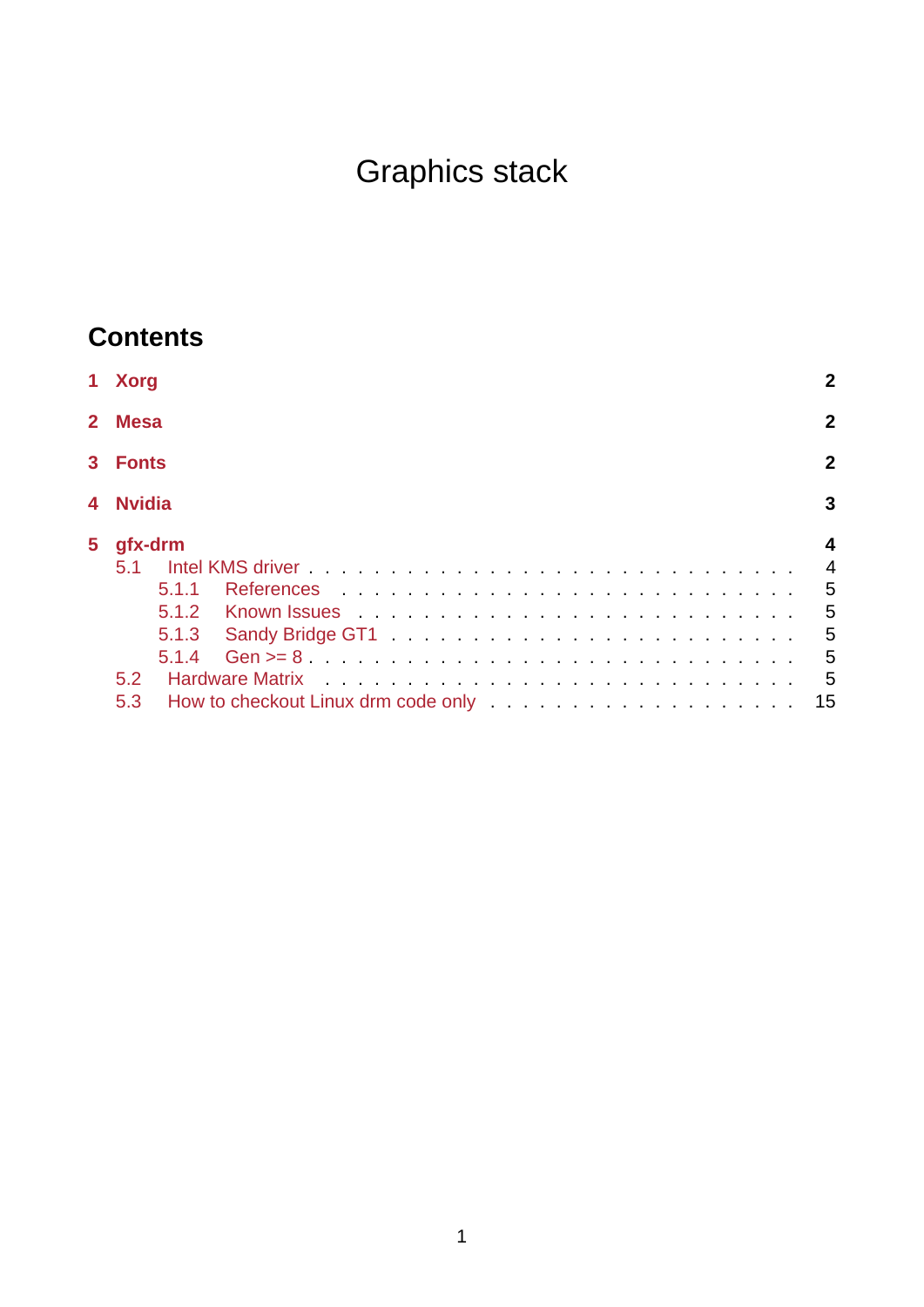# Graphics stack

## Contents

- **1 Xorg** — 2
- **2 Mesa** — 2
- **3 Fonts** — 2
- **4 Nvidia** — 3
- **5 gfx-drm** — 4
  - 5.1 Intel KMS driver — 4
    - 5.1.1 References — 5
    - 5.1.2 Known Issues — 5
    - 5.1.3 Sandy Bridge GT1 — 5
    - 5.1.4 Gen >= 8 — 5
  - 5.2 Hardware Matrix — 5
  - 5.3 How to checkout Linux drm code only — 15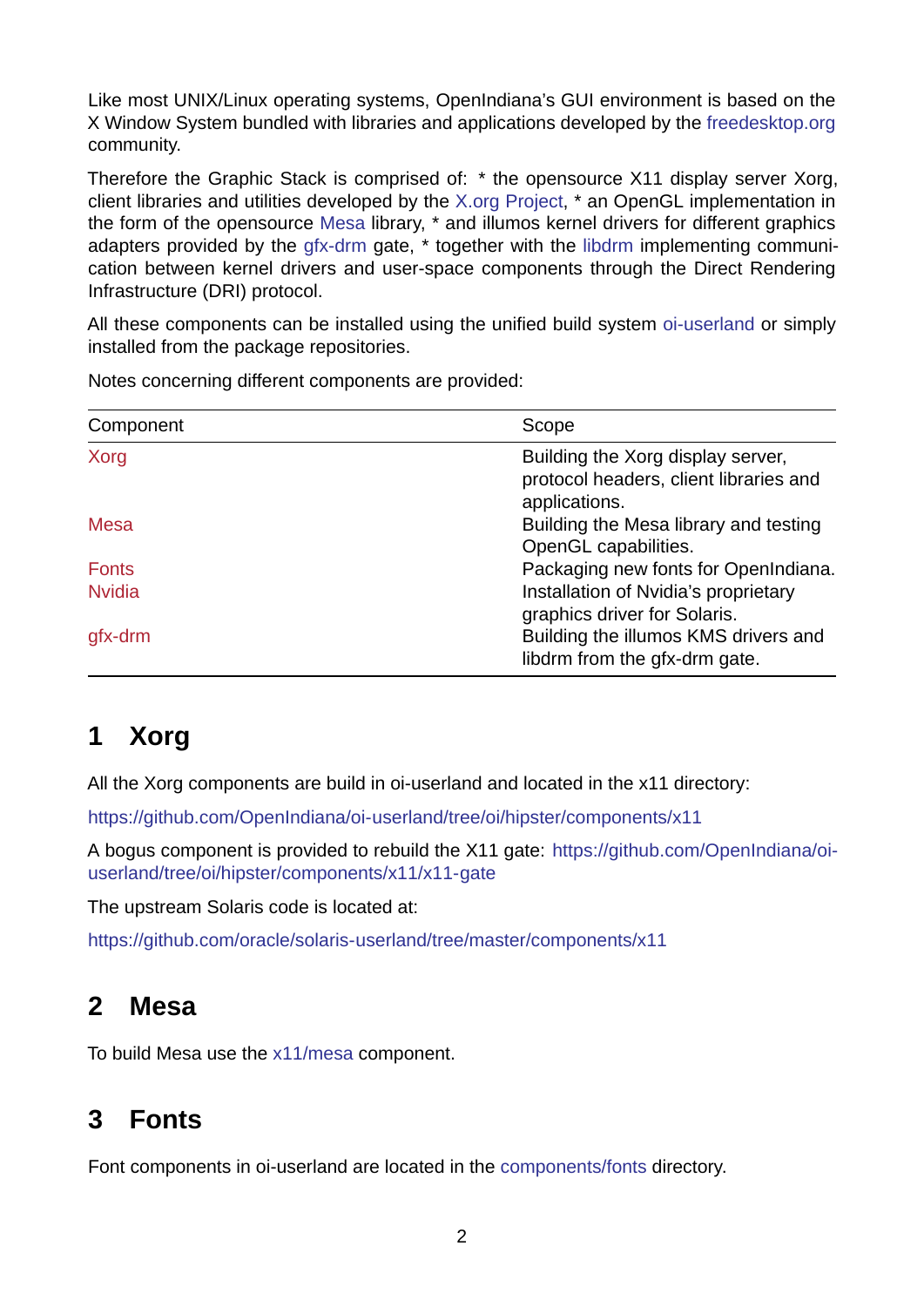Like most UNIX/Linux operating systems, OpenIndiana's GUI environment is based on the X Window System bundled with libraries and applications developed by the freedesktop.org community.

Therefore the Graphic Stack is comprised of: * the opensource X11 display server Xorg, client libraries and utilities developed by the X.org Project, * an OpenGL implementation in the form of the opensource Mesa library, * and illumos kernel drivers for different graphics adapters provided by the gfx-drm gate, * together with the libdrm implementing communication between kernel drivers and user-space components through the Direct Rendering Infrastructure (DRI) protocol.

All these components can be installed using the unified build system oi-userland or simply installed from the package repositories.

Notes concerning different components are provided:

| Component | Scope |
|---|---|
| Xorg | Building the Xorg display server, protocol headers, client libraries and applications. |
| Mesa | Building the Mesa library and testing OpenGL capabilities. |
| Fonts | Packaging new fonts for OpenIndiana. |
| Nvidia | Installation of Nvidia's proprietary graphics driver for Solaris. |
| gfx-drm | Building the illumos KMS drivers and libdrm from the gfx-drm gate. |

# 1 Xorg

All the Xorg components are build in oi-userland and located in the x11 directory:

https://github.com/OpenIndiana/oi-userland/tree/oi/hipster/components/x11

A bogus component is provided to rebuild the X11 gate: https://github.com/OpenIndiana/oi-userland/tree/oi/hipster/components/x11/x11-gate

The upstream Solaris code is located at:

https://github.com/oracle/solaris-userland/tree/master/components/x11

# 2 Mesa

To build Mesa use the x11/mesa component.

# 3 Fonts

Font components in oi-userland are located in the components/fonts directory.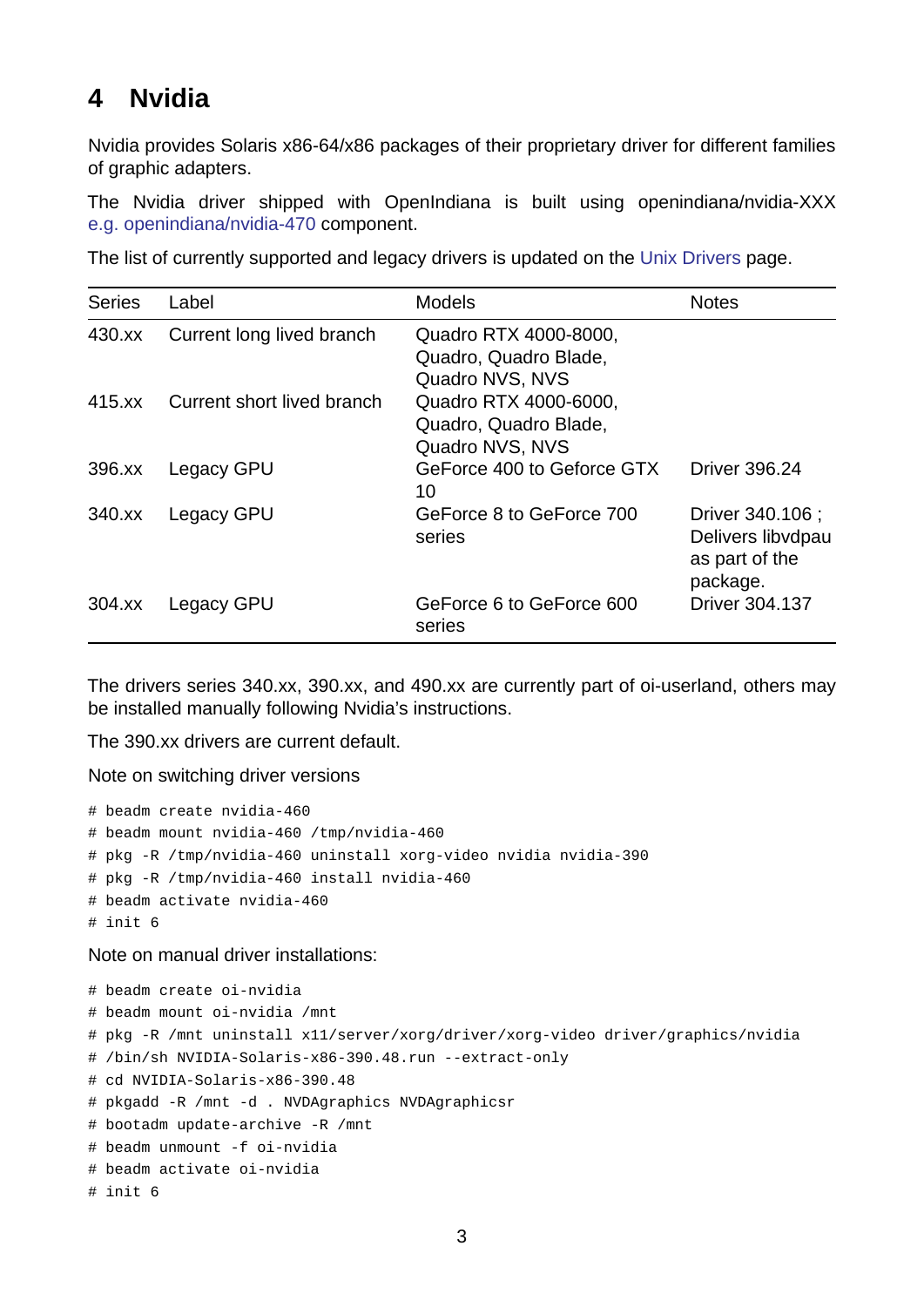# 4 Nvidia

Nvidia provides Solaris x86-64/x86 packages of their proprietary driver for different families of graphic adapters.

The Nvidia driver shipped with OpenIndiana is built using openindiana/nvidia-XXX e.g. openindiana/nvidia-470 component.

The list of currently supported and legacy drivers is updated on the Unix Drivers page.

| Series | Label | Models | Notes |
|---|---|---|---|
| 430.xx | Current long lived branch | Quadro RTX 4000-8000, Quadro, Quadro Blade, Quadro NVS, NVS | |
| 415.xx | Current short lived branch | Quadro RTX 4000-6000, Quadro, Quadro Blade, Quadro NVS, NVS | |
| 396.xx | Legacy GPU | GeForce 400 to Geforce GTX 10 | Driver 396.24 |
| 340.xx | Legacy GPU | GeForce 8 to GeForce 700 series | Driver 340.106 ; Delivers libvdpau as part of the package. |
| 304.xx | Legacy GPU | GeForce 6 to GeForce 600 series | Driver 304.137 |

The drivers series 340.xx, 390.xx, and 490.xx are currently part of oi-userland, others may be installed manually following Nvidia's instructions.

The 390.xx drivers are current default.

Note on switching driver versions

```
# beadm create nvidia-460
# beadm mount nvidia-460 /tmp/nvidia-460
# pkg -R /tmp/nvidia-460 uninstall xorg-video nvidia nvidia-390
# pkg -R /tmp/nvidia-460 install nvidia-460
# beadm activate nvidia-460
# init 6
```

Note on manual driver installations:

```
# beadm create oi-nvidia
# beadm mount oi-nvidia /mnt
# pkg -R /mnt uninstall x11/server/xorg/driver/xorg-video driver/graphics/nvidia
# /bin/sh NVIDIA-Solaris-x86-390.48.run --extract-only
# cd NVIDIA-Solaris-x86-390.48
# pkgadd -R /mnt -d . NVDAgraphics NVDAgraphicsr
# bootadm update-archive -R /mnt
# beadm unmount -f oi-nvidia
# beadm activate oi-nvidia
# init 6
```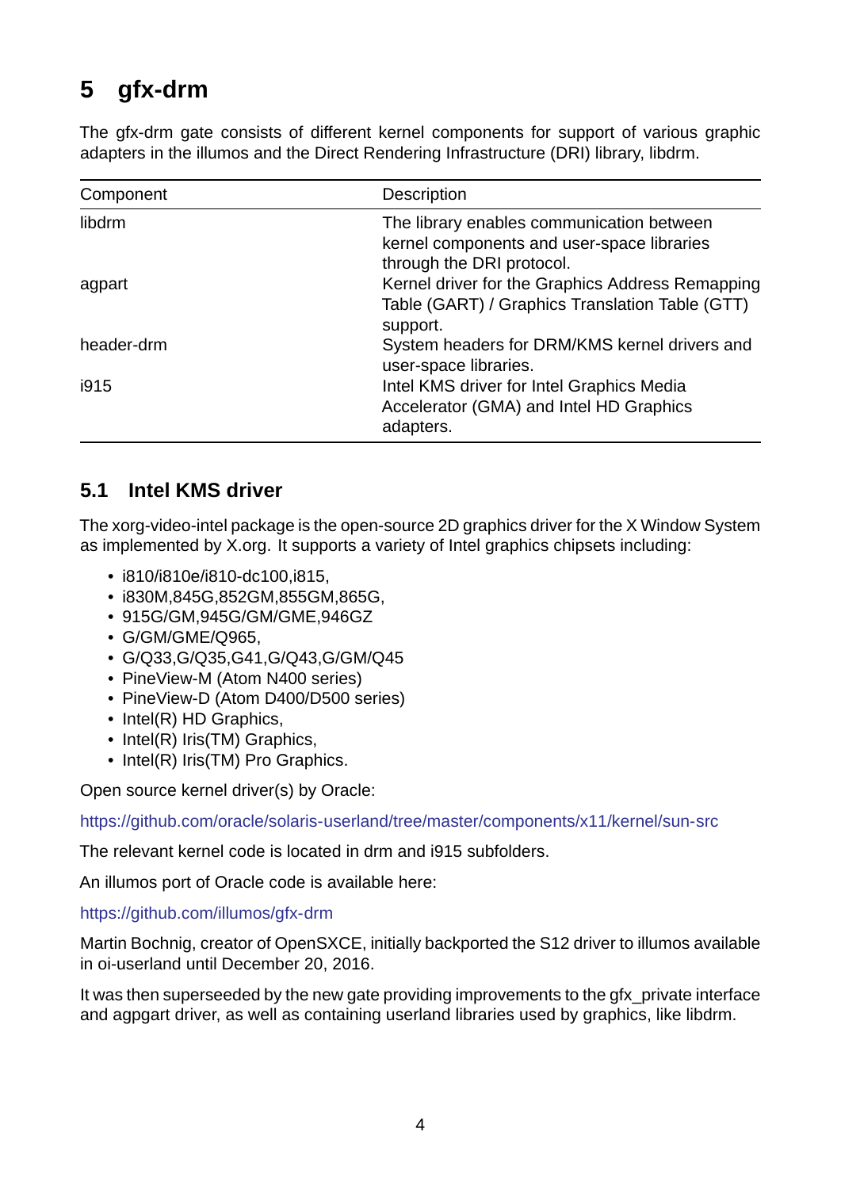# 5 gfx-drm

The gfx-drm gate consists of different kernel components for support of various graphic adapters in the illumos and the Direct Rendering Infrastructure (DRI) library, libdrm.

| Component | Description |
|---|---|
| libdrm | The library enables communication between kernel components and user-space libraries through the DRI protocol. |
| agpart | Kernel driver for the Graphics Address Remapping Table (GART) / Graphics Translation Table (GTT) support. |
| header-drm | System headers for DRM/KMS kernel drivers and user-space libraries. |
| i915 | Intel KMS driver for Intel Graphics Media Accelerator (GMA) and Intel HD Graphics adapters. |

## 5.1 Intel KMS driver

The xorg-video-intel package is the open-source 2D graphics driver for the X Window System as implemented by X.org. It supports a variety of Intel graphics chipsets including:

- i810/i810e/i810-dc100,i815,
- i830M,845G,852GM,855GM,865G,
- 915G/GM,945G/GM/GME,946GZ
- G/GM/GME/Q965,
- G/Q33,G/Q35,G41,G/Q43,G/GM/Q45
- PineView-M (Atom N400 series)
- PineView-D (Atom D400/D500 series)
- Intel(R) HD Graphics,
- Intel(R) Iris(TM) Graphics,
- Intel(R) Iris(TM) Pro Graphics.

Open source kernel driver(s) by Oracle:

https://github.com/oracle/solaris-userland/tree/master/components/x11/kernel/sun-src

The relevant kernel code is located in drm and i915 subfolders.

An illumos port of Oracle code is available here:

https://github.com/illumos/gfx-drm

Martin Bochnig, creator of OpenSXCE, initially backported the S12 driver to illumos available in oi-userland until December 20, 2016.

It was then superseeded by the new gate providing improvements to the gfx_private interface and agpgart driver, as well as containing userland libraries used by graphics, like libdrm.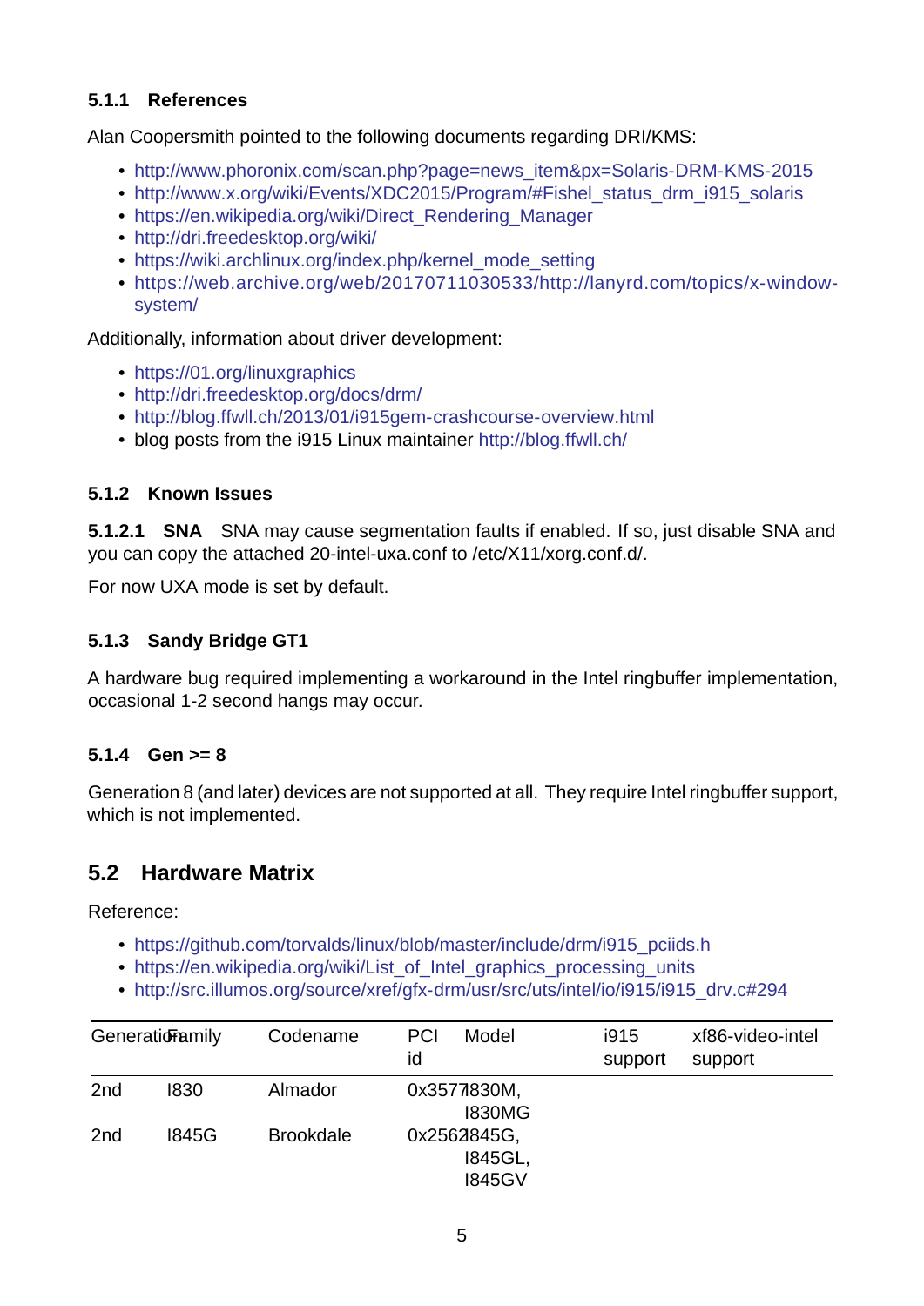### 5.1.1 References

Alan Coopersmith pointed to the following documents regarding DRI/KMS:

- http://www.phoronix.com/scan.php?page=news_item&px=Solaris-DRM-KMS-2015
- http://www.x.org/wiki/Events/XDC2015/Program/#Fishel_status_drm_i915_solaris
- https://en.wikipedia.org/wiki/Direct_Rendering_Manager
- http://dri.freedesktop.org/wiki/
- https://wiki.archlinux.org/index.php/kernel_mode_setting
- https://web.archive.org/web/20170711030533/http://lanyrd.com/topics/x-window-system/

Additionally, information about driver development:

- https://01.org/linuxgraphics
- http://dri.freedesktop.org/docs/drm/
- http://blog.ffwll.ch/2013/01/i915gem-crashcourse-overview.html
- blog posts from the i915 Linux maintainer http://blog.ffwll.ch/

### 5.1.2 Known Issues

**5.1.2.1 SNA** SNA may cause segmentation faults if enabled. If so, just disable SNA and you can copy the attached 20-intel-uxa.conf to /etc/X11/xorg.conf.d/.

For now UXA mode is set by default.

### 5.1.3 Sandy Bridge GT1

A hardware bug required implementing a workaround in the Intel ringbuffer implementation, occasional 1-2 second hangs may occur.

### 5.1.4 Gen >= 8

Generation 8 (and later) devices are not supported at all. They require Intel ringbuffer support, which is not implemented.

## 5.2 Hardware Matrix

Reference:

- https://github.com/torvalds/linux/blob/master/include/drm/i915_pciids.h
- https://en.wikipedia.org/wiki/List_of_Intel_graphics_processing_units
- http://src.illumos.org/source/xref/gfx-drm/usr/src/uts/intel/io/i915/i915_drv.c#294

| Generation | Family | Codename | PCI id | Model | i915 support | xf86-video-intel support |
|---|---|---|---|---|---|---|
| 2nd | I830 | Almador | 0x3577 | I830M, I830MG | | |
| 2nd | I845G | Brookdale | 0x2562 | I845G, I845GL, I845GV | | |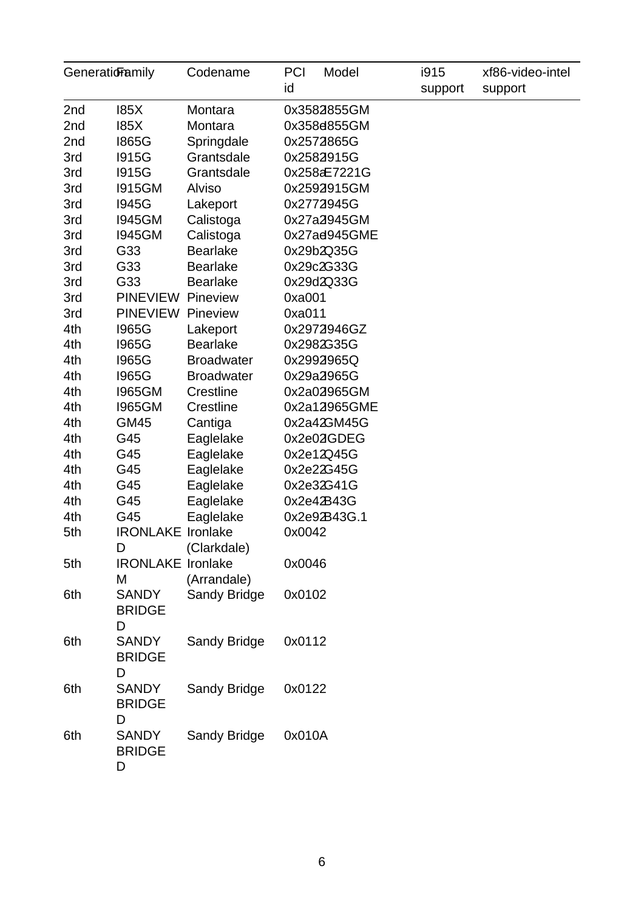| Generation | Family | Codename | PCI id | Model | i915 support | xf86-video-intel support |
|---|---|---|---|---|---|---|
| 2nd | I85X | Montara | 0x3582 | I855GM | | |
| 2nd | I85X | Montara | 0x358e | I855GM | | |
| 2nd | I865G | Springdale | 0x2572 | I865G | | |
| 3rd | I915G | Grantsdale | 0x2582 | I915G | | |
| 3rd | I915G | Grantsdale | 0x258a | E7221G | | |
| 3rd | I915GM | Alviso | 0x2592 | I915GM | | |
| 3rd | I945G | Lakeport | 0x2772 | I945G | | |
| 3rd | I945GM | Calistoga | 0x27a2 | I945GM | | |
| 3rd | I945GM | Calistoga | 0x27ae | I945GME | | |
| 3rd | G33 | Bearlake | 0x29b2 | Q35G | | |
| 3rd | G33 | Bearlake | 0x29c2 | G33G | | |
| 3rd | G33 | Bearlake | 0x29d2 | Q33G | | |
| 3rd | PINEVIEW | Pineview | 0xa001 | | | |
| 3rd | PINEVIEW | Pineview | 0xa011 | | | |
| 4th | I965G | Lakeport | 0x2972 | I946GZ | | |
| 4th | I965G | Bearlake | 0x2982 | G35G | | |
| 4th | I965G | Broadwater | 0x2992 | I965Q | | |
| 4th | I965G | Broadwater | 0x29a2 | I965G | | |
| 4th | I965GM | Crestline | 0x2a02 | I965GM | | |
| 4th | I965GM | Crestline | 0x2a12 | I965GME | | |
| 4th | GM45 | Cantiga | 0x2a42 | GM45G | | |
| 4th | G45 | Eaglelake | 0x2e02 | IGDEG | | |
| 4th | G45 | Eaglelake | 0x2e12 | Q45G | | |
| 4th | G45 | Eaglelake | 0x2e22 | G45G | | |
| 4th | G45 | Eaglelake | 0x2e32 | G41G | | |
| 4th | G45 | Eaglelake | 0x2e42 | B43G | | |
| 4th | G45 | Eaglelake | 0x2e92 | B43G.1 | | |
| 5th | IRONLAKE D | Ironlake (Clarkdale) | 0x0042 | | | |
| 5th | IRONLAKE M | Ironlake (Arrandale) | 0x0046 | | | |
| 6th | SANDY BRIDGE D | Sandy Bridge | 0x0102 | | | |
| 6th | SANDY BRIDGE D | Sandy Bridge | 0x0112 | | | |
| 6th | SANDY BRIDGE D | Sandy Bridge | 0x0122 | | | |
| 6th | SANDY BRIDGE D | Sandy Bridge | 0x010A | | | |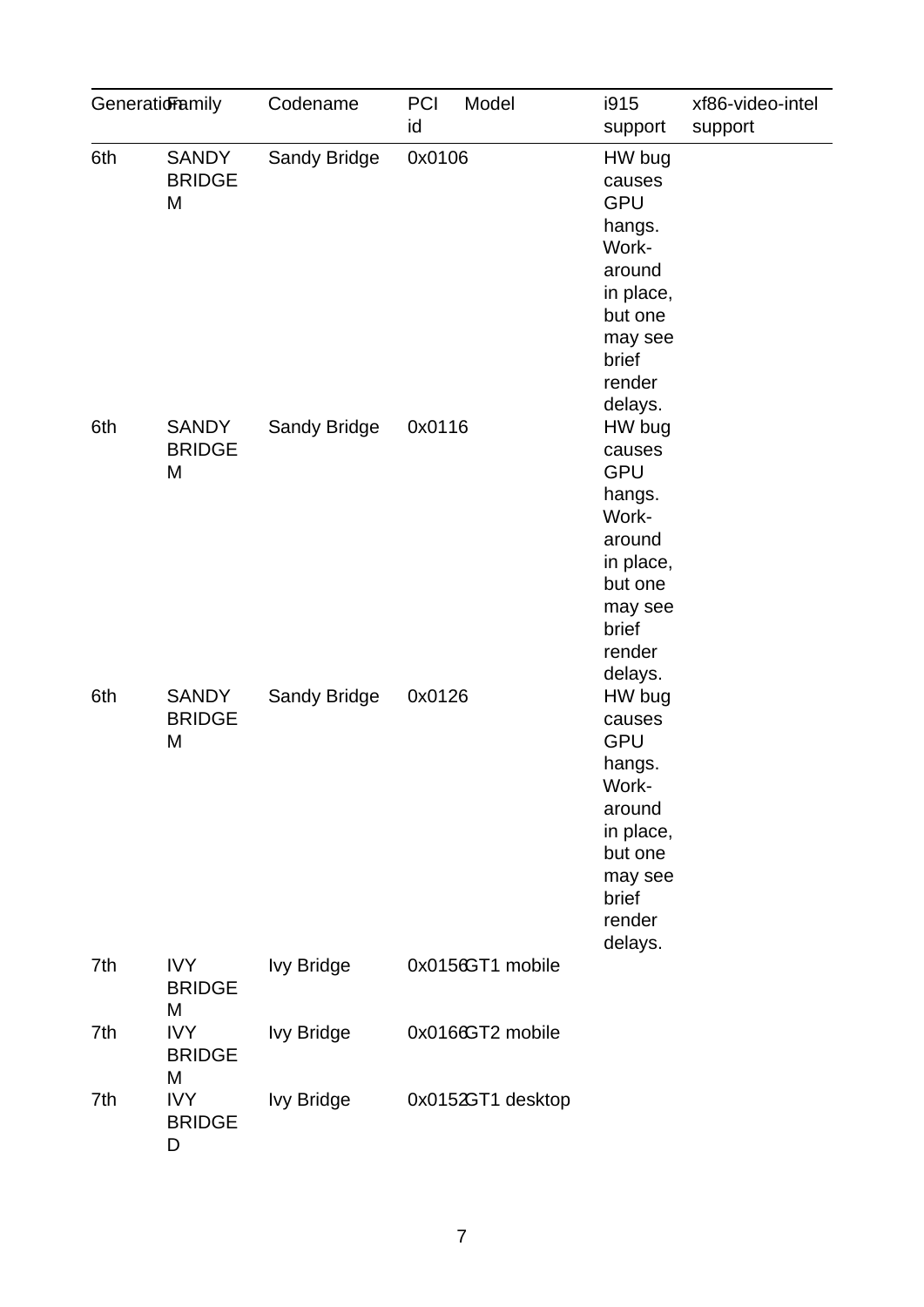| Generation | Family | Codename | PCI id | Model | i915 support | xf86-video-intel support |
|---|---|---|---|---|---|---|
| 6th | SANDY BRIDGE M | Sandy Bridge | 0x0106 | | HW bug causes GPU hangs. Work-around in place, but one may see brief render delays. | |
| 6th | SANDY BRIDGE M | Sandy Bridge | 0x0116 | | HW bug causes GPU hangs. Work-around in place, but one may see brief render delays. | |
| 6th | SANDY BRIDGE M | Sandy Bridge | 0x0126 | | HW bug causes GPU hangs. Work-around in place, but one may see brief render delays. | |
| 7th | IVY BRIDGE M | Ivy Bridge | 0x0156 | GT1 mobile | | |
| 7th | IVY BRIDGE M | Ivy Bridge | 0x0166 | GT2 mobile | | |
| 7th | IVY BRIDGE D | Ivy Bridge | 0x0152 | GT1 desktop | | |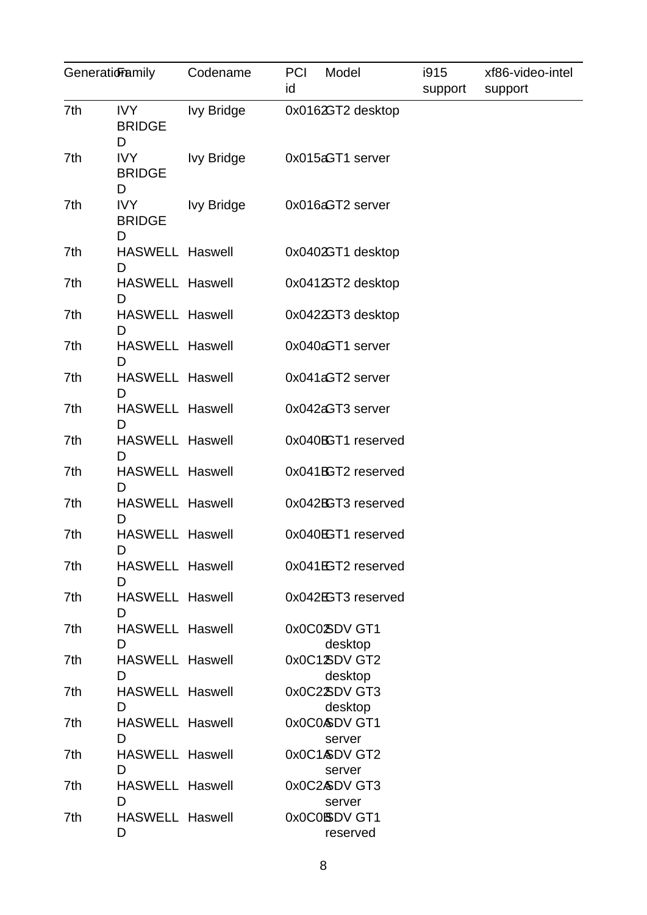| Generation | Family | Codename | PCI id | Model | i915 support | xf86-video-intel support |
|---|---|---|---|---|---|---|
| 7th | IVYBRIDGED | Ivy Bridge | 0x0162 | GT2 desktop | | |
| 7th | IVYBRIDGED | Ivy Bridge | 0x015a | GT1 server | | |
| 7th | IVYBRIDGED | Ivy Bridge | 0x016a | GT2 server | | |
| 7th | HASWELLD | Haswell | 0x0402 | GT1 desktop | | |
| 7th | HASWELLD | Haswell | 0x0412 | GT2 desktop | | |
| 7th | HASWELLD | Haswell | 0x0422 | GT3 desktop | | |
| 7th | HASWELLD | Haswell | 0x040a | GT1 server | | |
| 7th | HASWELLD | Haswell | 0x041a | GT2 server | | |
| 7th | HASWELLD | Haswell | 0x042a | GT3 server | | |
| 7th | HASWELLD | Haswell | 0x040B | GT1 reserved | | |
| 7th | HASWELLD | Haswell | 0x041B | GT2 reserved | | |
| 7th | HASWELLD | Haswell | 0x042B | GT3 reserved | | |
| 7th | HASWELLD | Haswell | 0x040E | GT1 reserved | | |
| 7th | HASWELLD | Haswell | 0x041E | GT2 reserved | | |
| 7th | HASWELLD | Haswell | 0x042E | GT3 reserved | | |
| 7th | HASWELLD | Haswell | 0x0C02 | SDV GT1 desktop | | |
| 7th | HASWELLD | Haswell | 0x0C12 | SDV GT2 desktop | | |
| 7th | HASWELLD | Haswell | 0x0C22 | SDV GT3 desktop | | |
| 7th | HASWELLD | Haswell | 0x0C0A | SDV GT1 server | | |
| 7th | HASWELLD | Haswell | 0x0C1A | SDV GT2 server | | |
| 7th | HASWELLD | Haswell | 0x0C2A | SDV GT3 server | | |
| 7th | HASWELLD | Haswell | 0x0C0B | SDV GT1 reserved | | |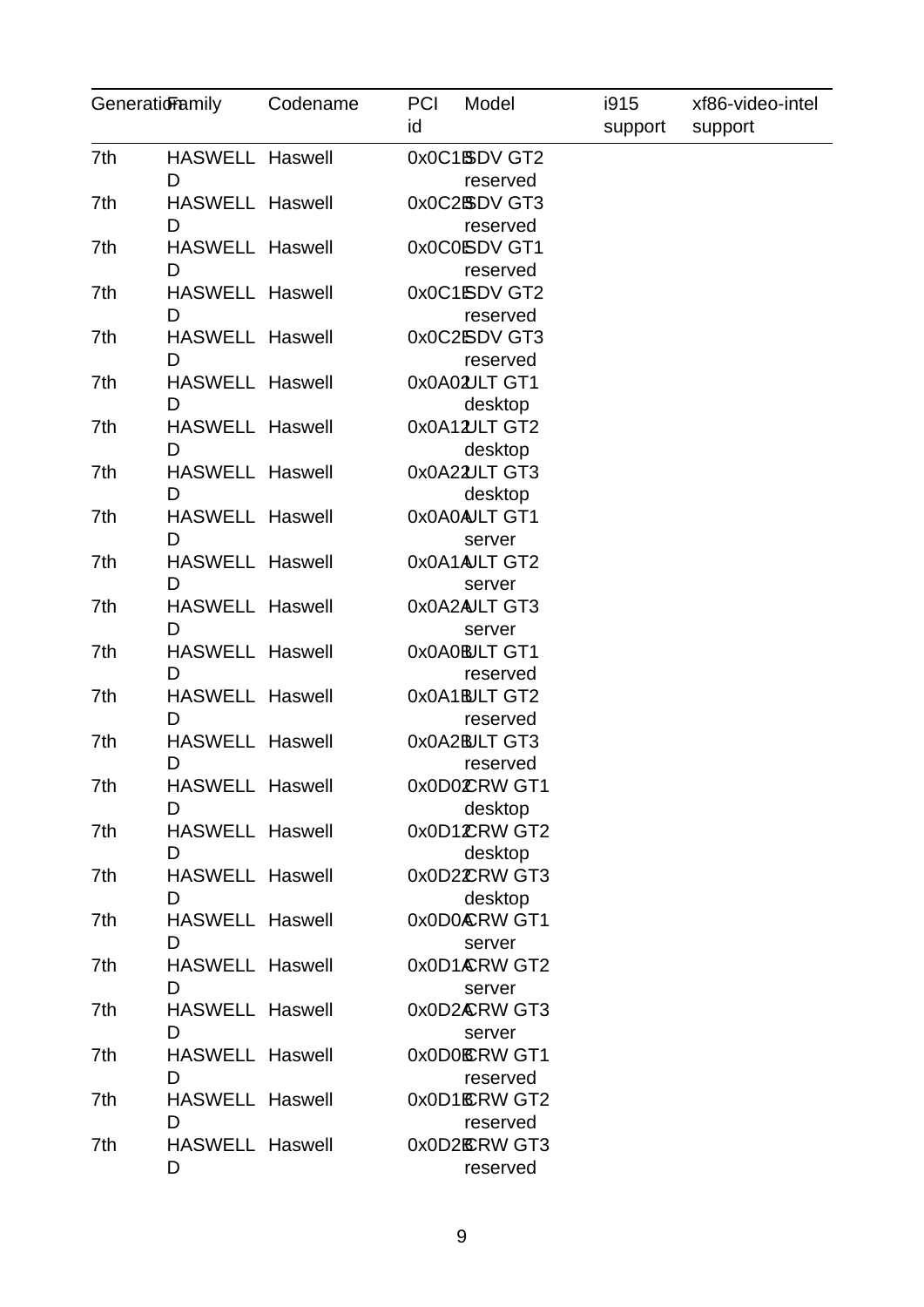| Generation | Family | Codename | PCI id | Model | i915 support | xf86-video-intel support |
|---|---|---|---|---|---|---|
| 7th | HASWELL D | Haswell | 0x0C1B | SDV GT2 reserved | | |
| 7th | HASWELL D | Haswell | 0x0C2B | SDV GT3 reserved | | |
| 7th | HASWELL D | Haswell | 0x0C0E | SDV GT1 reserved | | |
| 7th | HASWELL D | Haswell | 0x0C1E | SDV GT2 reserved | | |
| 7th | HASWELL D | Haswell | 0x0C2E | SDV GT3 reserved | | |
| 7th | HASWELL D | Haswell | 0x0A02 | ULT GT1 desktop | | |
| 7th | HASWELL D | Haswell | 0x0A12 | ULT GT2 desktop | | |
| 7th | HASWELL D | Haswell | 0x0A22 | ULT GT3 desktop | | |
| 7th | HASWELL D | Haswell | 0x0A0A | ULT GT1 server | | |
| 7th | HASWELL D | Haswell | 0x0A1A | ULT GT2 server | | |
| 7th | HASWELL D | Haswell | 0x0A2A | ULT GT3 server | | |
| 7th | HASWELL D | Haswell | 0x0A0B | ULT GT1 reserved | | |
| 7th | HASWELL D | Haswell | 0x0A1B | ULT GT2 reserved | | |
| 7th | HASWELL D | Haswell | 0x0A2B | ULT GT3 reserved | | |
| 7th | HASWELL D | Haswell | 0x0D02 | CRW GT1 desktop | | |
| 7th | HASWELL D | Haswell | 0x0D12 | CRW GT2 desktop | | |
| 7th | HASWELL D | Haswell | 0x0D22 | CRW GT3 desktop | | |
| 7th | HASWELL D | Haswell | 0x0D0A | CRW GT1 server | | |
| 7th | HASWELL D | Haswell | 0x0D1A | CRW GT2 server | | |
| 7th | HASWELL D | Haswell | 0x0D2A | CRW GT3 server | | |
| 7th | HASWELL D | Haswell | 0x0D0B | CRW GT1 reserved | | |
| 7th | HASWELL D | Haswell | 0x0D1B | CRW GT2 reserved | | |
| 7th | HASWELL D | Haswell | 0x0D2B | CRW GT3 reserved | | |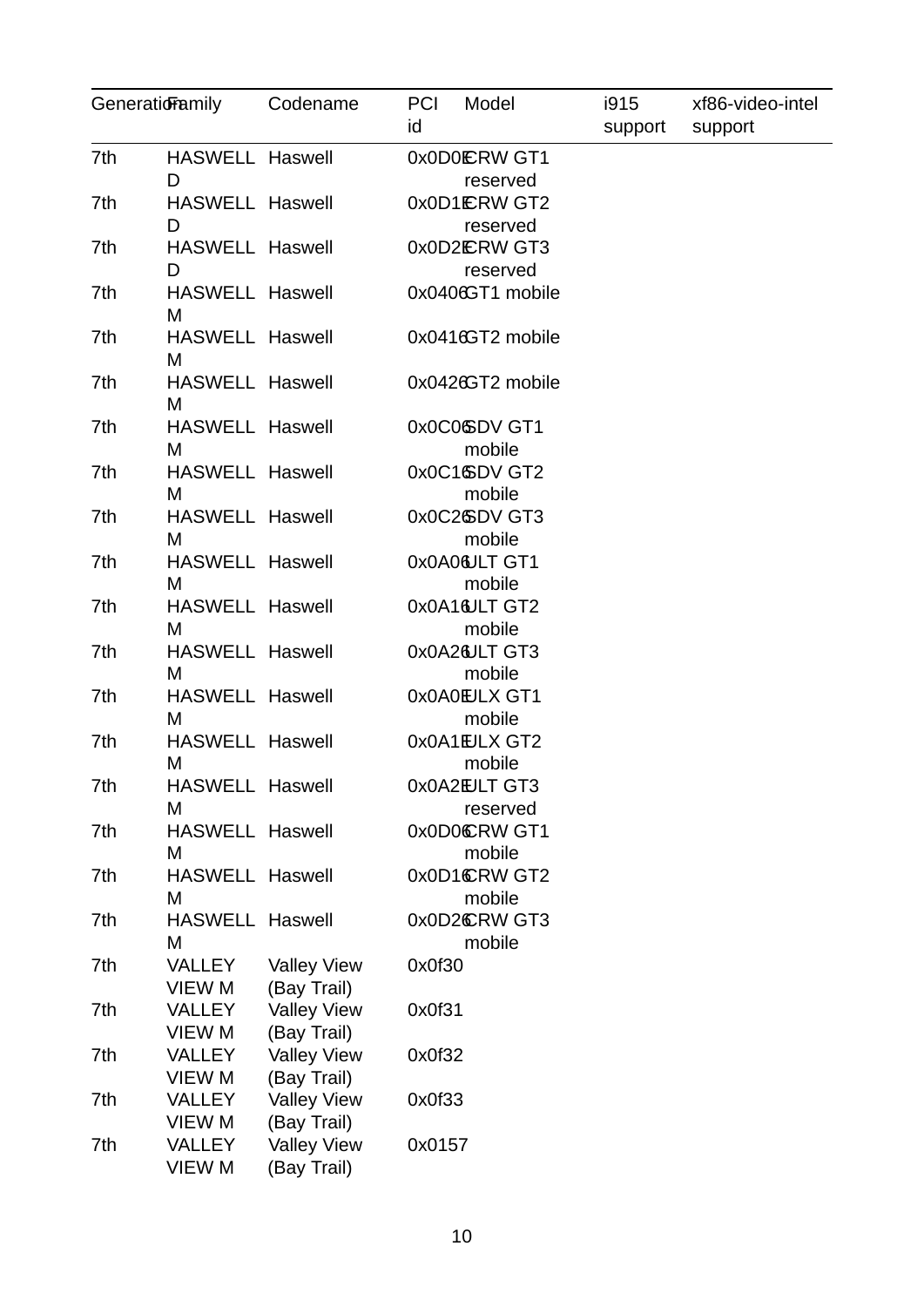| Generation | Family | Codename | PCI id | Model | i915 support | xf86-video-intel support |
|---|---|---|---|---|---|---|
| 7th | HASWELL D | Haswell | 0x0D0E | CRW GT1 reserved | | |
| 7th | HASWELL D | Haswell | 0x0D1E | CRW GT2 reserved | | |
| 7th | HASWELL D | Haswell | 0x0D2E | CRW GT3 reserved | | |
| 7th | HASWELL M | Haswell | 0x0406 | GT1 mobile | | |
| 7th | HASWELL M | Haswell | 0x0416 | GT2 mobile | | |
| 7th | HASWELL M | Haswell | 0x0426 | GT2 mobile | | |
| 7th | HASWELL M | Haswell | 0x0C06 | SDV GT1 mobile | | |
| 7th | HASWELL M | Haswell | 0x0C16 | SDV GT2 mobile | | |
| 7th | HASWELL M | Haswell | 0x0C26 | SDV GT3 mobile | | |
| 7th | HASWELL M | Haswell | 0x0A06 | ULT GT1 mobile | | |
| 7th | HASWELL M | Haswell | 0x0A16 | ULT GT2 mobile | | |
| 7th | HASWELL M | Haswell | 0x0A26 | ULT GT3 mobile | | |
| 7th | HASWELL M | Haswell | 0x0A0E | ULX GT1 mobile | | |
| 7th | HASWELL M | Haswell | 0x0A1E | ULX GT2 mobile | | |
| 7th | HASWELL M | Haswell | 0x0A2E | ULT GT3 reserved | | |
| 7th | HASWELL M | Haswell | 0x0D06 | CRW GT1 mobile | | |
| 7th | HASWELL M | Haswell | 0x0D16 | CRW GT2 mobile | | |
| 7th | HASWELL M | Haswell | 0x0D26 | CRW GT3 mobile | | |
| 7th | VALLEY VIEW M | Valley View (Bay Trail) | 0x0f30 | | | |
| 7th | VALLEY VIEW M | Valley View (Bay Trail) | 0x0f31 | | | |
| 7th | VALLEY VIEW M | Valley View (Bay Trail) | 0x0f32 | | | |
| 7th | VALLEY VIEW M | Valley View (Bay Trail) | 0x0f33 | | | |
| 7th | VALLEY VIEW M | Valley View (Bay Trail) | 0x0157 | | | |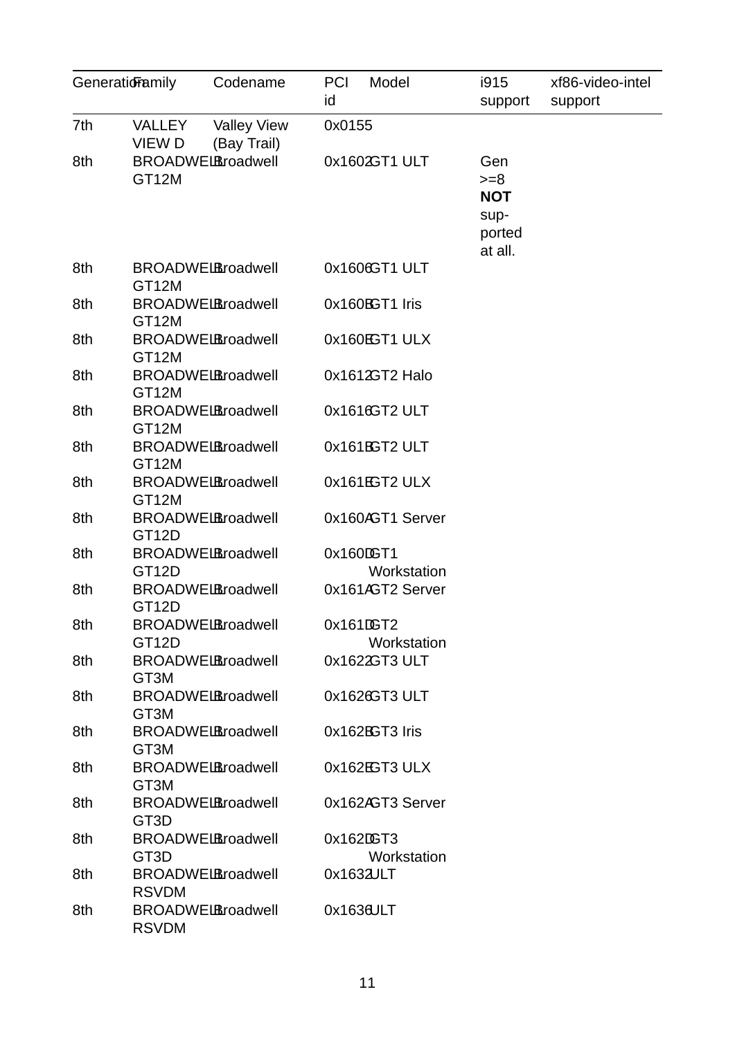| Generation | Family | Codename | PCI id | Model | i915 support | xf86-video-intel support |
|---|---|---|---|---|---|---|
| 7th | VALLEY VIEW D | Valley View (Bay Trail) | 0x0155 | | | |
| 8th | BROADWELL GT12M | Broadwell | 0x1602 | GT1 ULT | Gen >=8 **NOT** supported at all. | |
| 8th | BROADWELL GT12M | Broadwell | 0x1606 | GT1 ULT | | |
| 8th | BROADWELL GT12M | Broadwell | 0x160B | GT1 Iris | | |
| 8th | BROADWELL GT12M | Broadwell | 0x160E | GT1 ULX | | |
| 8th | BROADWELL GT12M | Broadwell | 0x1612 | GT2 Halo | | |
| 8th | BROADWELL GT12M | Broadwell | 0x1616 | GT2 ULT | | |
| 8th | BROADWELL GT12M | Broadwell | 0x161B | GT2 ULT | | |
| 8th | BROADWELL GT12M | Broadwell | 0x161E | GT2 ULX | | |
| 8th | BROADWELL GT12D | Broadwell | 0x160A | GT1 Server | | |
| 8th | BROADWELL GT12D | Broadwell | 0x160D | GT1 Workstation | | |
| 8th | BROADWELL GT12D | Broadwell | 0x161A | GT2 Server | | |
| 8th | BROADWELL GT12D | Broadwell | 0x161D | GT2 Workstation | | |
| 8th | BROADWELL GT3M | Broadwell | 0x1622 | GT3 ULT | | |
| 8th | BROADWELL GT3M | Broadwell | 0x1626 | GT3 ULT | | |
| 8th | BROADWELL GT3M | Broadwell | 0x162B | GT3 Iris | | |
| 8th | BROADWELL GT3M | Broadwell | 0x162E | GT3 ULX | | |
| 8th | BROADWELL GT3D | Broadwell | 0x162A | GT3 Server | | |
| 8th | BROADWELL GT3D | Broadwell | 0x162D | GT3 Workstation | | |
| 8th | BROADWELL RSVDM | Broadwell | 0x1632 | ULT | | |
| 8th | BROADWELL RSVDM | Broadwell | 0x1636 | ULT | | |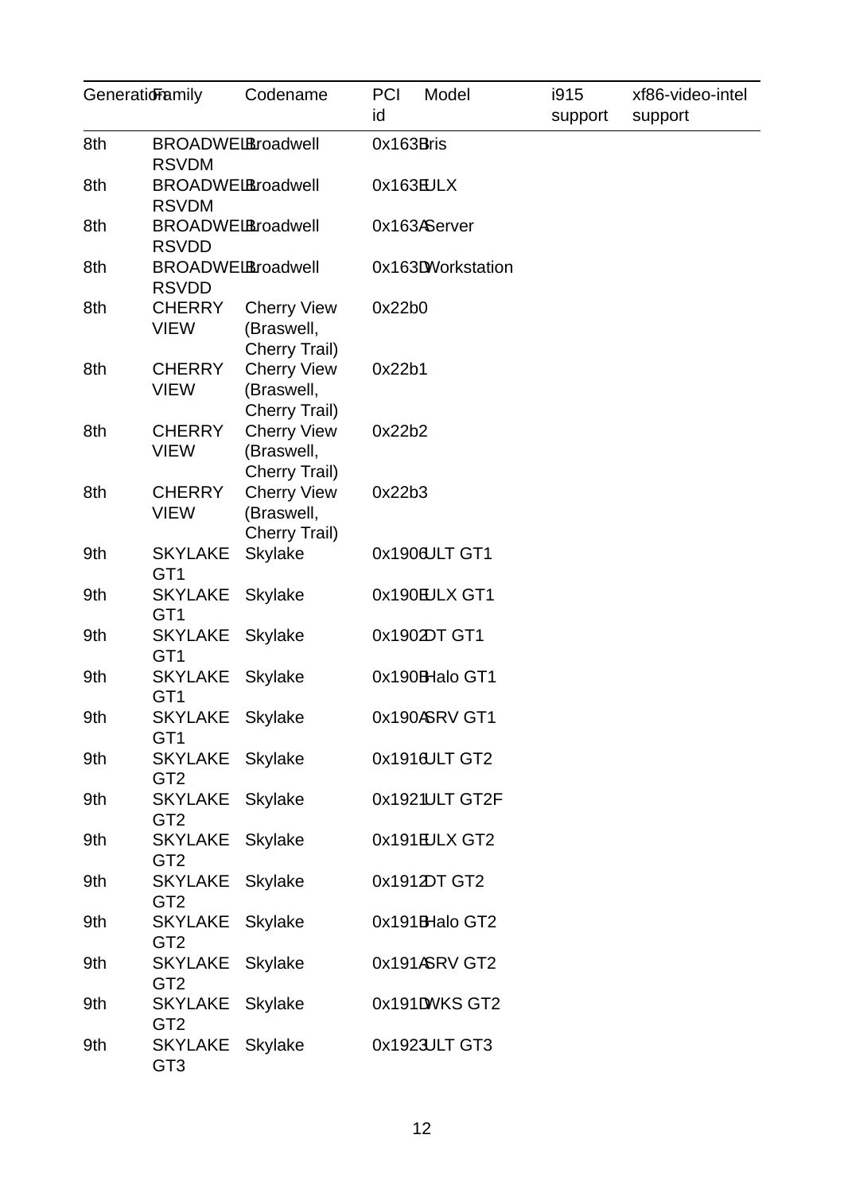| Generation | Family | Codename | PCI id | Model | i915 support | xf86-video-intel support |
|---|---|---|---|---|---|---|
| 8th | BROADWELL RSVDM | Broadwell | 0x163B | Iris | | |
| 8th | BROADWELL RSVDM | Broadwell | 0x163E | ULX | | |
| 8th | BROADWELL RSVDD | Broadwell | 0x163A | Server | | |
| 8th | BROADWELL RSVDD | Broadwell | 0x163D | Workstation | | |
| 8th | CHERRY VIEW | Cherry View (Braswell, Cherry Trail) | 0x22b0 | | | |
| 8th | CHERRY VIEW | Cherry View (Braswell, Cherry Trail) | 0x22b1 | | | |
| 8th | CHERRY VIEW | Cherry View (Braswell, Cherry Trail) | 0x22b2 | | | |
| 8th | CHERRY VIEW | Cherry View (Braswell, Cherry Trail) | 0x22b3 | | | |
| 9th | SKYLAKE GT1 | Skylake | 0x1906 | ULT GT1 | | |
| 9th | SKYLAKE GT1 | Skylake | 0x190E | ULX GT1 | | |
| 9th | SKYLAKE GT1 | Skylake | 0x1902 | DT GT1 | | |
| 9th | SKYLAKE GT1 | Skylake | 0x190B | Halo GT1 | | |
| 9th | SKYLAKE GT1 | Skylake | 0x190A | SRV GT1 | | |
| 9th | SKYLAKE GT2 | Skylake | 0x1916 | ULT GT2 | | |
| 9th | SKYLAKE GT2 | Skylake | 0x1921 | ULT GT2F | | |
| 9th | SKYLAKE GT2 | Skylake | 0x191E | ULX GT2 | | |
| 9th | SKYLAKE GT2 | Skylake | 0x1912 | DT GT2 | | |
| 9th | SKYLAKE GT2 | Skylake | 0x191B | Halo GT2 | | |
| 9th | SKYLAKE GT2 | Skylake | 0x191A | SRV GT2 | | |
| 9th | SKYLAKE GT2 | Skylake | 0x191D | WKS GT2 | | |
| 9th | SKYLAKE GT3 | Skylake | 0x1923 | ULT GT3 | | |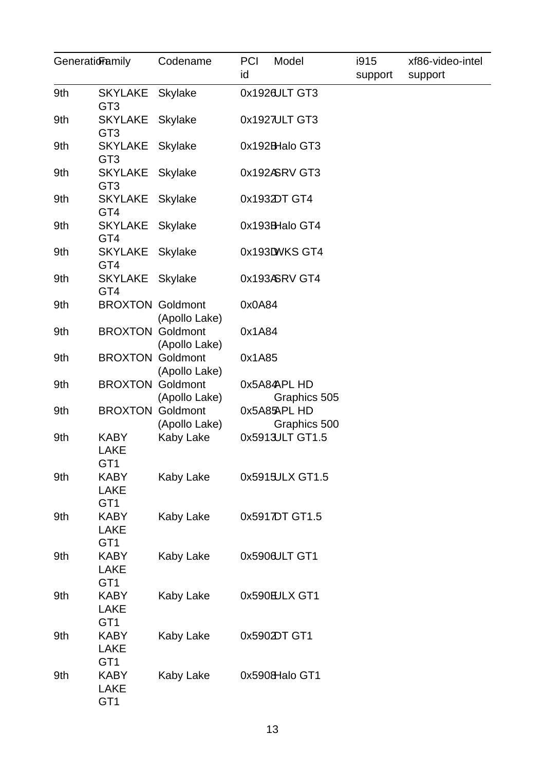| Generation | Family | Codename | PCI id | Model | i915 support | xf86-video-intel support |
|---|---|---|---|---|---|---|
| 9th | SKYLAKE GT3 | Skylake | 0x1926 | ULT GT3 | | |
| 9th | SKYLAKE GT3 | Skylake | 0x1927 | ULT GT3 | | |
| 9th | SKYLAKE GT3 | Skylake | 0x192B | Halo GT3 | | |
| 9th | SKYLAKE GT3 | Skylake | 0x192A | SRV GT3 | | |
| 9th | SKYLAKE GT4 | Skylake | 0x1932 | DT GT4 | | |
| 9th | SKYLAKE GT4 | Skylake | 0x193B | Halo GT4 | | |
| 9th | SKYLAKE GT4 | Skylake | 0x193D | WKS GT4 | | |
| 9th | SKYLAKE GT4 | Skylake | 0x193A | SRV GT4 | | |
| 9th | BROXTON | Goldmont (Apollo Lake) | 0x0A84 | | | |
| 9th | BROXTON | Goldmont (Apollo Lake) | 0x1A84 | | | |
| 9th | BROXTON | Goldmont (Apollo Lake) | 0x1A85 | | | |
| 9th | BROXTON | Goldmont (Apollo Lake) | 0x5A84 | APL HD Graphics 505 | | |
| 9th | BROXTON | Goldmont (Apollo Lake) | 0x5A85 | APL HD Graphics 500 | | |
| 9th | KABY LAKE GT1 | Kaby Lake | 0x5913 | ULT GT1.5 | | |
| 9th | KABY LAKE GT1 | Kaby Lake | 0x5915 | ULX GT1.5 | | |
| 9th | KABY LAKE GT1 | Kaby Lake | 0x5917 | DT GT1.5 | | |
| 9th | KABY LAKE GT1 | Kaby Lake | 0x5906 | ULT GT1 | | |
| 9th | KABY LAKE GT1 | Kaby Lake | 0x590E | ULX GT1 | | |
| 9th | KABY LAKE GT1 | Kaby Lake | 0x5902 | DT GT1 | | |
| 9th | KABY LAKE GT1 | Kaby Lake | 0x5908 | Halo GT1 | | |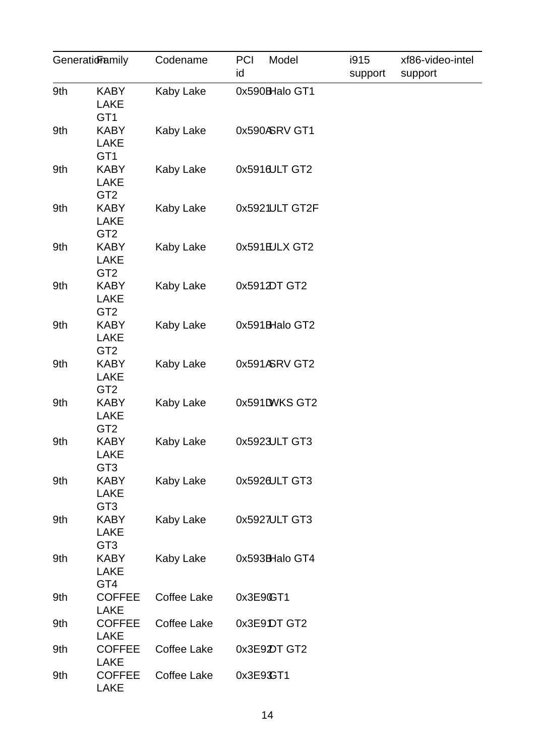| Generation | Family | Codename | PCI id | Model | i915 support | xf86-video-intel support |
|---|---|---|---|---|---|---|
| 9th | KABY LAKE GT1 | Kaby Lake | 0x590B | Halo GT1 | | |
| 9th | KABY LAKE GT1 | Kaby Lake | 0x590A | SRV GT1 | | |
| 9th | KABY LAKE GT2 | Kaby Lake | 0x5916 | ULT GT2 | | |
| 9th | KABY LAKE GT2 | Kaby Lake | 0x5921 | ULT GT2F | | |
| 9th | KABY LAKE GT2 | Kaby Lake | 0x591E | ULX GT2 | | |
| 9th | KABY LAKE GT2 | Kaby Lake | 0x5912 | DT GT2 | | |
| 9th | KABY LAKE GT2 | Kaby Lake | 0x591B | Halo GT2 | | |
| 9th | KABY LAKE GT2 | Kaby Lake | 0x591A | SRV GT2 | | |
| 9th | KABY LAKE GT2 | Kaby Lake | 0x591D | WKS GT2 | | |
| 9th | KABY LAKE GT3 | Kaby Lake | 0x5923 | ULT GT3 | | |
| 9th | KABY LAKE GT3 | Kaby Lake | 0x5926 | ULT GT3 | | |
| 9th | KABY LAKE GT3 | Kaby Lake | 0x5927 | ULT GT3 | | |
| 9th | KABY LAKE GT4 | Kaby Lake | 0x593B | Halo GT4 | | |
| 9th | COFFEE LAKE | Coffee Lake | 0x3E90 | GT1 | | |
| 9th | COFFEE LAKE | Coffee Lake | 0x3E91 | DT GT2 | | |
| 9th | COFFEE LAKE | Coffee Lake | 0x3E92 | DT GT2 | | |
| 9th | COFFEE LAKE | Coffee Lake | 0x3E93 | GT1 | | |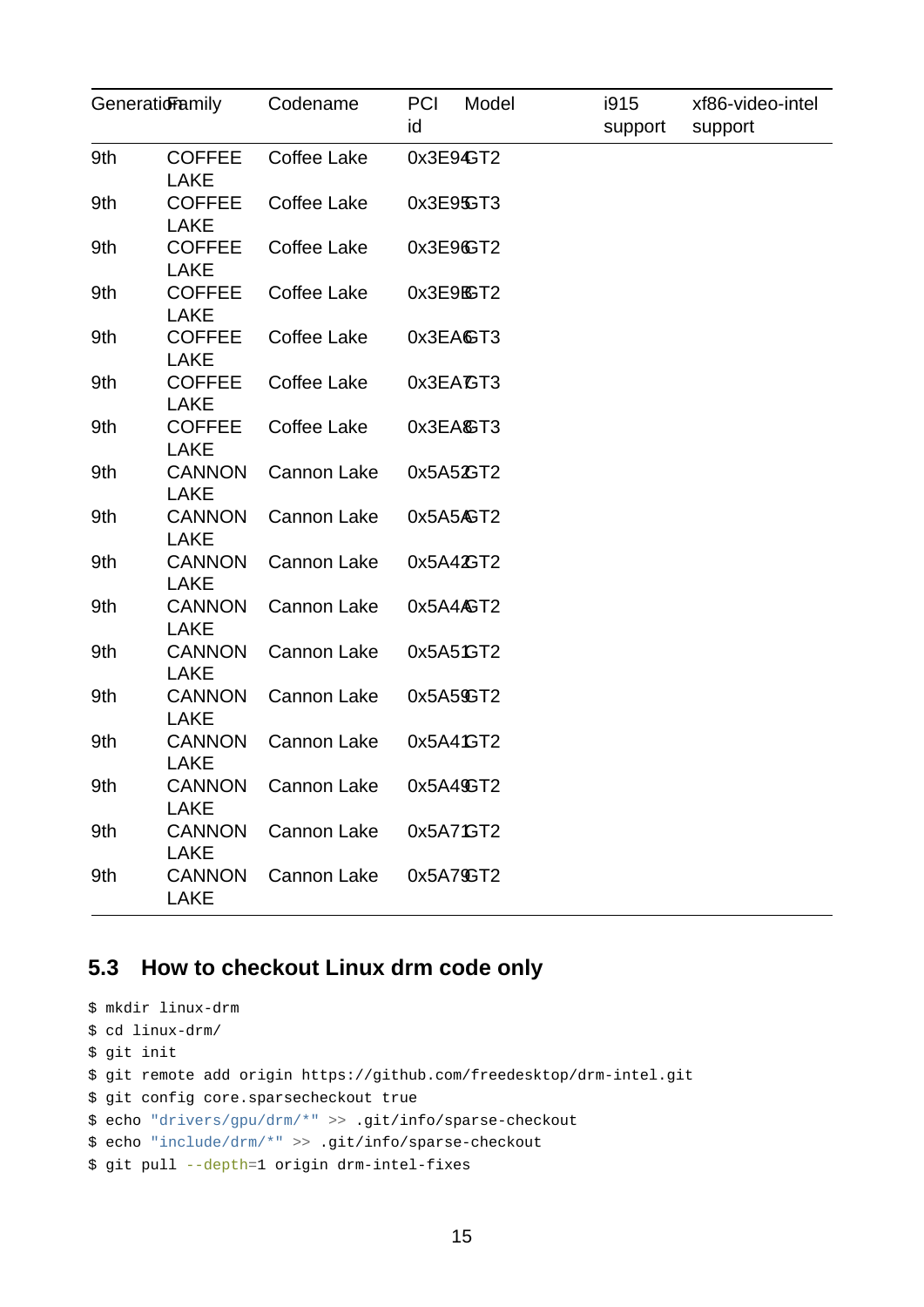| Generation | Family | Codename | PCI id | Model | i915 support | xf86-video-intel support |
|---|---|---|---|---|---|---|
| 9th | COFFEE LAKE | Coffee Lake | 0x3E94 | GT2 | | |
| 9th | COFFEE LAKE | Coffee Lake | 0x3E95 | GT3 | | |
| 9th | COFFEE LAKE | Coffee Lake | 0x3E96 | GT2 | | |
| 9th | COFFEE LAKE | Coffee Lake | 0x3E9B | GT2 | | |
| 9th | COFFEE LAKE | Coffee Lake | 0x3EA6 | GT3 | | |
| 9th | COFFEE LAKE | Coffee Lake | 0x3EA7 | GT3 | | |
| 9th | COFFEE LAKE | Coffee Lake | 0x3EA8 | GT3 | | |
| 9th | CANNON LAKE | Cannon Lake | 0x5A52 | GT2 | | |
| 9th | CANNON LAKE | Cannon Lake | 0x5A5A | GT2 | | |
| 9th | CANNON LAKE | Cannon Lake | 0x5A42 | GT2 | | |
| 9th | CANNON LAKE | Cannon Lake | 0x5A4A | GT2 | | |
| 9th | CANNON LAKE | Cannon Lake | 0x5A51 | GT2 | | |
| 9th | CANNON LAKE | Cannon Lake | 0x5A59 | GT2 | | |
| 9th | CANNON LAKE | Cannon Lake | 0x5A41 | GT2 | | |
| 9th | CANNON LAKE | Cannon Lake | 0x5A49 | GT2 | | |
| 9th | CANNON LAKE | Cannon Lake | 0x5A71 | GT2 | | |
| 9th | CANNON LAKE | Cannon Lake | 0x5A79 | GT2 | | |

## 5.3 How to checkout Linux drm code only

```
$ mkdir linux-drm
$ cd linux-drm/
$ git init
$ git remote add origin https://github.com/freedesktop/drm-intel.git
$ git config core.sparsecheckout true
$ echo "drivers/gpu/drm/*" >> .git/info/sparse-checkout
$ echo "include/drm/*" >> .git/info/sparse-checkout
$ git pull --depth=1 origin drm-intel-fixes
```